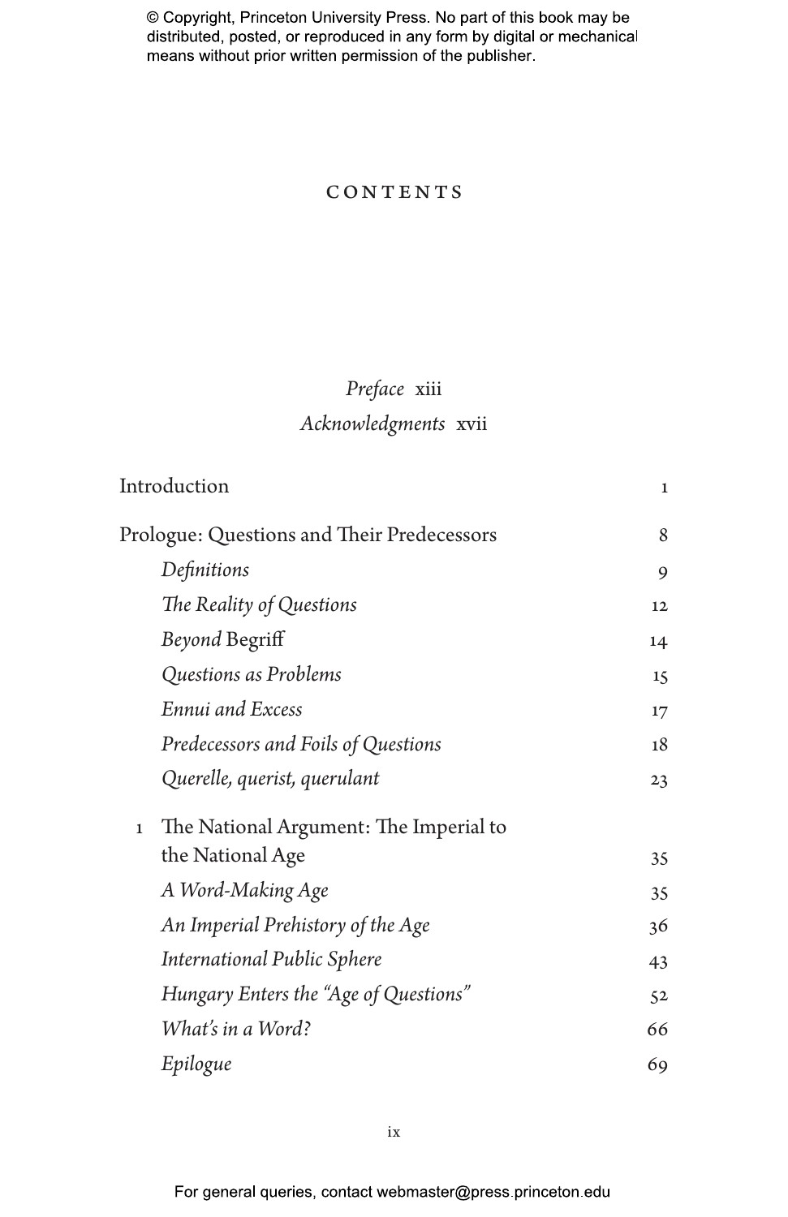© Copyright, Princeton University Press. No part of this book may be distributed, posted, or reproduced in any form by digital or mechanical means without prior written permission of the publisher.

# CONTENTS

*Preface* xiii

*Acknowledgments* xvii

| | |
|---|---|
| Introduction | 1 |
| Prologue: Questions and Their Predecessors | 8 |
| *Definitions* | 9 |
| *The Reality of Questions* | 12 |
| *Beyond* Begriff | 14 |
| *Questions as Problems* | 15 |
| *Ennui and Excess* | 17 |
| *Predecessors and Foils of Questions* | 18 |
| *Querelle, querist, querulant* | 23 |
| 1 The National Argument: The Imperial to the National Age | 35 |
| *A Word-Making Age* | 35 |
| *An Imperial Prehistory of the Age* | 36 |
| *International Public Sphere* | 43 |
| *Hungary Enters the "Age of Questions"* | 52 |
| *What's in a Word?* | 66 |
| *Epilogue* | 69 |

For general queries, contact webmaster@press.princeton.edu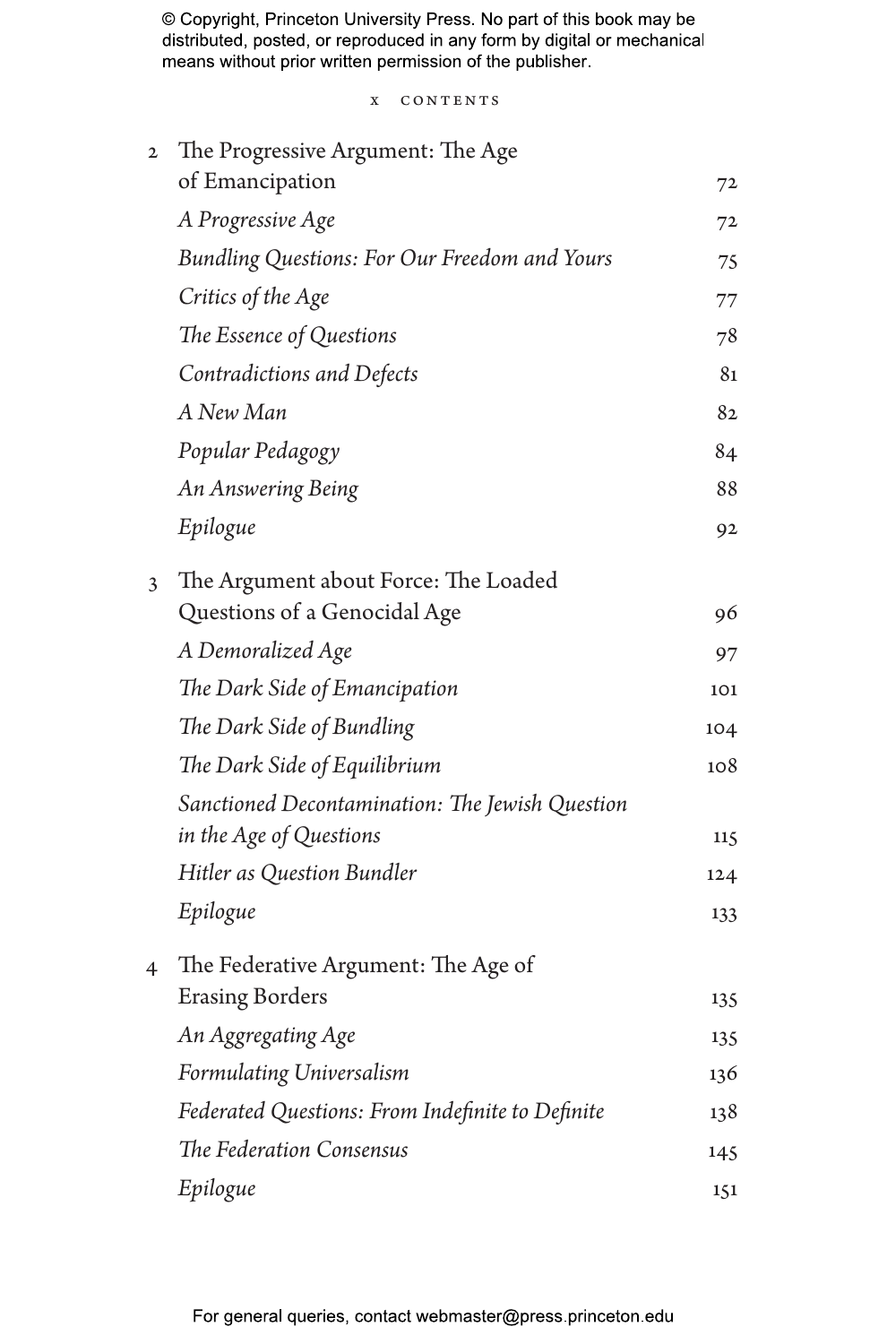© Copyright, Princeton University Press. No part of this book may be distributed, posted, or reproduced in any form by digital or mechanical means without prior written permission of the publisher.

2 The Progressive Argument: The Age of Emancipation 72

*A Progressive Age* 72

*Bundling Questions: For Our Freedom and Yours* 75

*Critics of the Age* 77

*The Essence of Questions* 78

*Contradictions and Defects* 81

*A New Man* 82

*Popular Pedagogy* 84

*An Answering Being* 88

*Epilogue* 92

3 The Argument about Force: The Loaded Questions of a Genocidal Age 96

*A Demoralized Age* 97

*The Dark Side of Emancipation* 101

*The Dark Side of Bundling* 104

*The Dark Side of Equilibrium* 108

*Sanctioned Decontamination: The Jewish Question in the Age of Questions* 115

*Hitler as Question Bundler* 124

*Epilogue* 133

4 The Federative Argument: The Age of Erasing Borders 135

*An Aggregating Age* 135

*Formulating Universalism* 136

*Federated Questions: From Indefinite to Definite* 138

*The Federation Consensus* 145

*Epilogue* 151

For general queries, contact webmaster@press.princeton.edu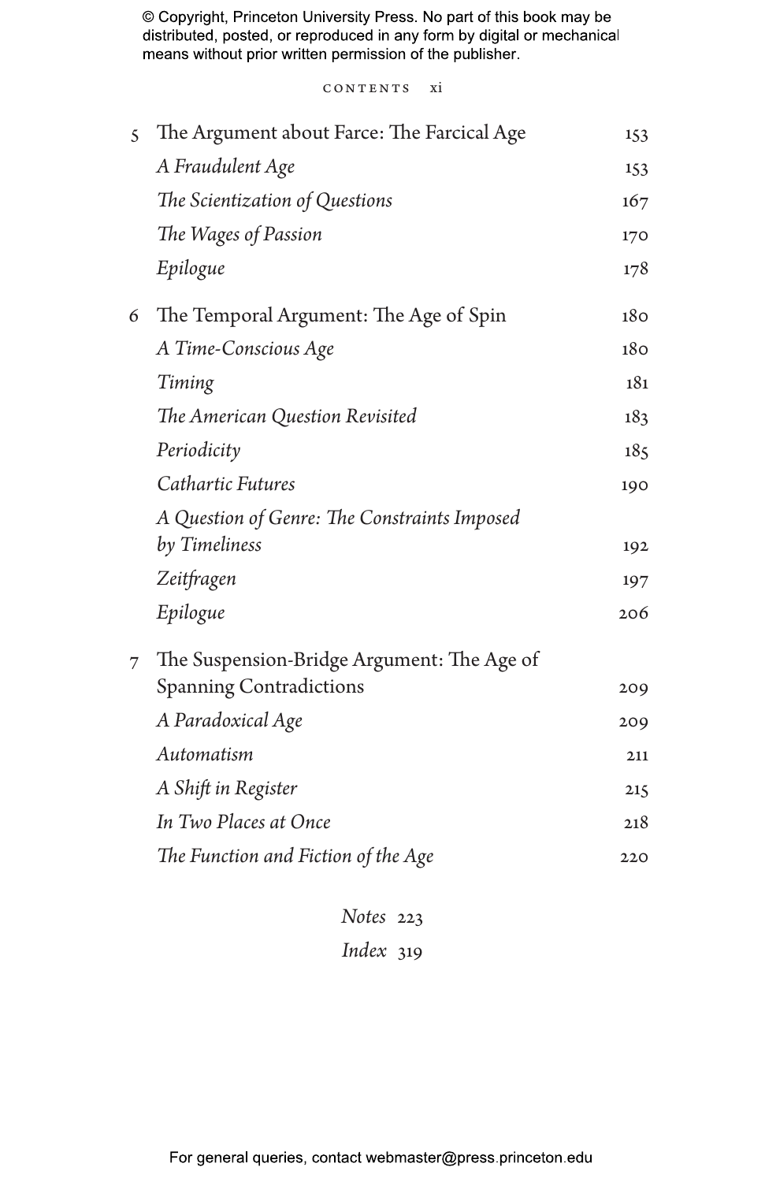5 The Argument about Farce: The Farcical Age 153

*A Fraudulent Age* 153

*The Scientization of Questions* 167

*The Wages of Passion* 170

*Epilogue* 178

6 The Temporal Argument: The Age of Spin 180

*A Time-Conscious Age* 180

*Timing* 181

*The American Question Revisited* 183

*Periodicity* 185

*Cathartic Futures* 190

*A Question of Genre: The Constraints Imposed by Timeliness* 192

*Zeitfragen* 197

*Epilogue* 206

7 The Suspension-Bridge Argument: The Age of Spanning Contradictions 209

*A Paradoxical Age* 209

*Automatism* 211

*A Shift in Register* 215

*In Two Places at Once* 218

*The Function and Fiction of the Age* 220

*Notes* 223

*Index* 319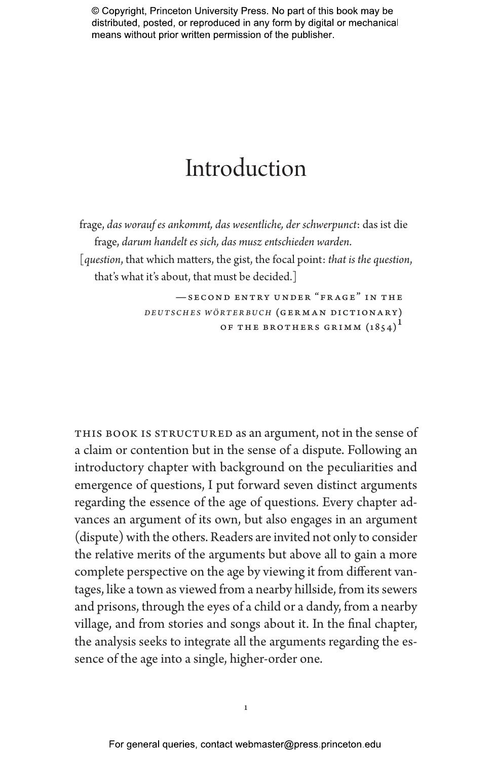# Introduction

> frage, *das worauf es ankommt, das wesentliche, der schwerpunct*: das ist die frage, *darum handelt es sich, das musz entschieden warden.*
>
> [*question*, that which matters, the gist, the focal point: *that is the question*, that's what it's about, that must be decided.]
>
> —SECOND ENTRY UNDER "FRAGE" IN THE *DEUTSCHES WÖRTERBUCH* (GERMAN DICTIONARY) OF THE BROTHERS GRIMM (1854)[1]

THIS BOOK IS STRUCTURED as an argument, not in the sense of a claim or contention but in the sense of a dispute. Following an introductory chapter with background on the peculiarities and emergence of questions, I put forward seven distinct arguments regarding the essence of the age of questions. Every chapter advances an argument of its own, but also engages in an argument (dispute) with the others. Readers are invited not only to consider the relative merits of the arguments but above all to gain a more complete perspective on the age by viewing it from different vantages, like a town as viewed from a nearby hillside, from its sewers and prisons, through the eyes of a child or a dandy, from a nearby village, and from stories and songs about it. In the final chapter, the analysis seeks to integrate all the arguments regarding the essence of the age into a single, higher-order one.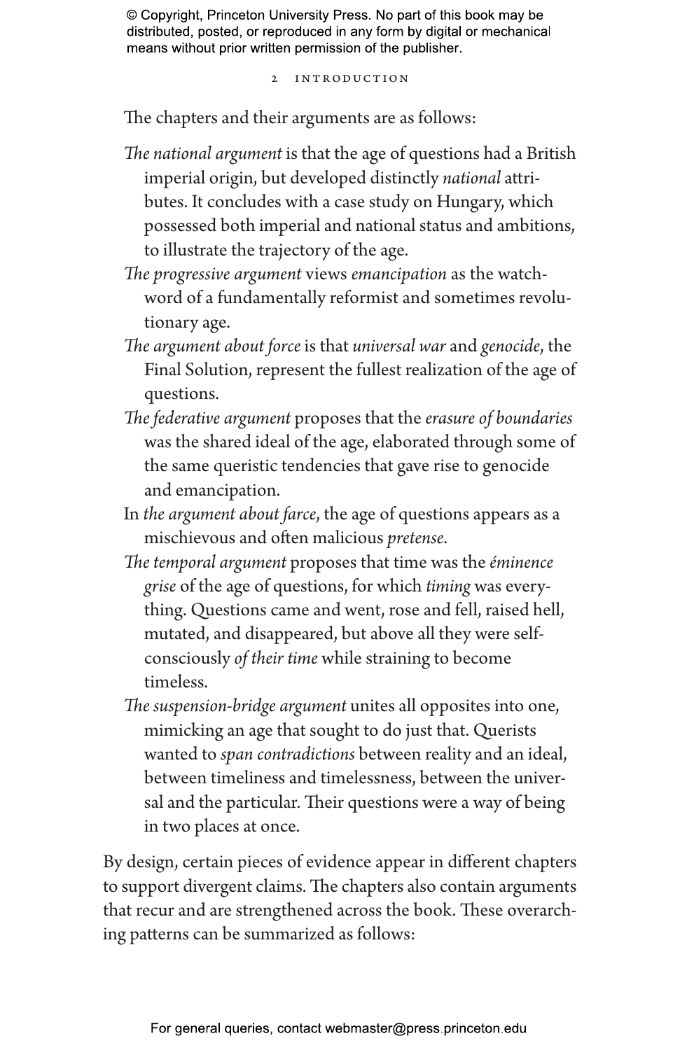The chapters and their arguments are as follows:

*The national argument* is that the age of questions had a British imperial origin, but developed distinctly *national* attributes. It concludes with a case study on Hungary, which possessed both imperial and national status and ambitions, to illustrate the trajectory of the age.

*The progressive argument* views *emancipation* as the watchword of a fundamentally reformist and sometimes revolutionary age.

*The argument about force* is that *universal war* and *genocide*, the Final Solution, represent the fullest realization of the age of questions.

*The federative argument* proposes that the *erasure of boundaries* was the shared ideal of the age, elaborated through some of the same queristic tendencies that gave rise to genocide and emancipation.

In *the argument about farce*, the age of questions appears as a mischievous and often malicious *pretense*.

*The temporal argument* proposes that time was the *éminence grise* of the age of questions, for which *timing* was everything. Questions came and went, rose and fell, raised hell, mutated, and disappeared, but above all they were self-consciously *of their time* while straining to become timeless.

*The suspension-bridge argument* unites all opposites into one, mimicking an age that sought to do just that. Querists wanted to *span contradictions* between reality and an ideal, between timeliness and timelessness, between the universal and the particular. Their questions were a way of being in two places at once.

By design, certain pieces of evidence appear in different chapters to support divergent claims. The chapters also contain arguments that recur and are strengthened across the book. These overarching patterns can be summarized as follows: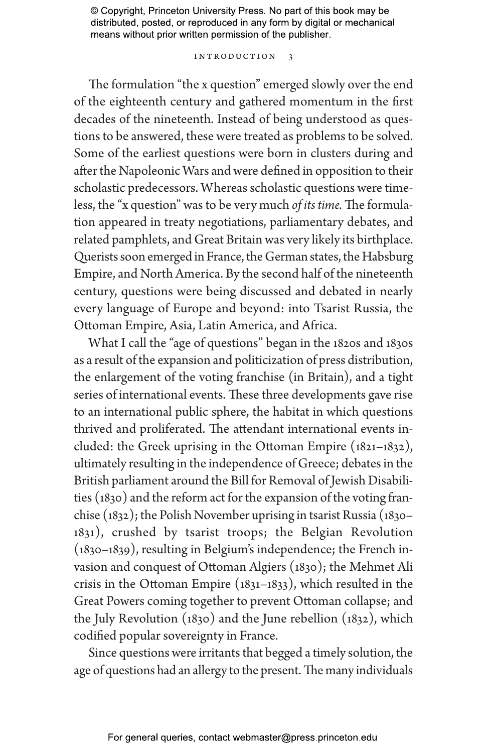The formulation "the x question" emerged slowly over the end of the eighteenth century and gathered momentum in the first decades of the nineteenth. Instead of being understood as questions to be answered, these were treated as problems to be solved. Some of the earliest questions were born in clusters during and after the Napoleonic Wars and were defined in opposition to their scholastic predecessors. Whereas scholastic questions were timeless, the "x question" was to be very much *of its time.* The formulation appeared in treaty negotiations, parliamentary debates, and related pamphlets, and Great Britain was very likely its birthplace. Querists soon emerged in France, the German states, the Habsburg Empire, and North America. By the second half of the nineteenth century, questions were being discussed and debated in nearly every language of Europe and beyond: into Tsarist Russia, the Ottoman Empire, Asia, Latin America, and Africa.

What I call the "age of questions" began in the 1820s and 1830s as a result of the expansion and politicization of press distribution, the enlargement of the voting franchise (in Britain), and a tight series of international events. These three developments gave rise to an international public sphere, the habitat in which questions thrived and proliferated. The attendant international events included: the Greek uprising in the Ottoman Empire (1821–1832), ultimately resulting in the independence of Greece; debates in the British parliament around the Bill for Removal of Jewish Disabilities (1830) and the reform act for the expansion of the voting franchise (1832); the Polish November uprising in tsarist Russia (1830–1831), crushed by tsarist troops; the Belgian Revolution (1830–1839), resulting in Belgium's independence; the French invasion and conquest of Ottoman Algiers (1830); the Mehmet Ali crisis in the Ottoman Empire (1831–1833), which resulted in the Great Powers coming together to prevent Ottoman collapse; and the July Revolution (1830) and the June rebellion (1832), which codified popular sovereignty in France.

Since questions were irritants that begged a timely solution, the age of questions had an allergy to the present. The many individuals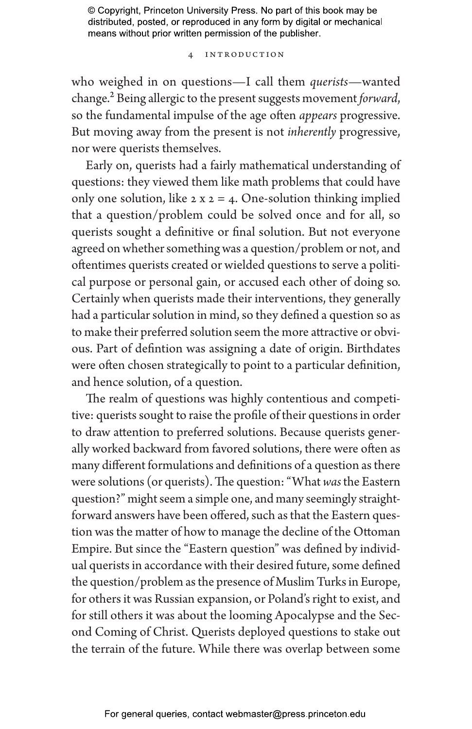who weighed in on questions—I call them *querists*—wanted change.[2] Being allergic to the present suggests movement *forward*, so the fundamental impulse of the age often *appears* progressive. But moving away from the present is not *inherently* progressive, nor were querists themselves.

Early on, querists had a fairly mathematical understanding of questions: they viewed them like math problems that could have only one solution, like 2 x 2 = 4. One-solution thinking implied that a question/problem could be solved once and for all, so querists sought a definitive or final solution. But not everyone agreed on whether something was a question/problem or not, and oftentimes querists created or wielded questions to serve a political purpose or personal gain, or accused each other of doing so. Certainly when querists made their interventions, they generally had a particular solution in mind, so they defined a question so as to make their preferred solution seem the more attractive or obvious. Part of defintion was assigning a date of origin. Birthdates were often chosen strategically to point to a particular definition, and hence solution, of a question.

The realm of questions was highly contentious and competitive: querists sought to raise the profile of their questions in order to draw attention to preferred solutions. Because querists generally worked backward from favored solutions, there were often as many different formulations and definitions of a question as there were solutions (or querists). The question: "What *was* the Eastern question?" might seem a simple one, and many seemingly straightforward answers have been offered, such as that the Eastern question was the matter of how to manage the decline of the Ottoman Empire. But since the "Eastern question" was defined by individual querists in accordance with their desired future, some defined the question/problem as the presence of Muslim Turks in Europe, for others it was Russian expansion, or Poland's right to exist, and for still others it was about the looming Apocalypse and the Second Coming of Christ. Querists deployed questions to stake out the terrain of the future. While there was overlap between some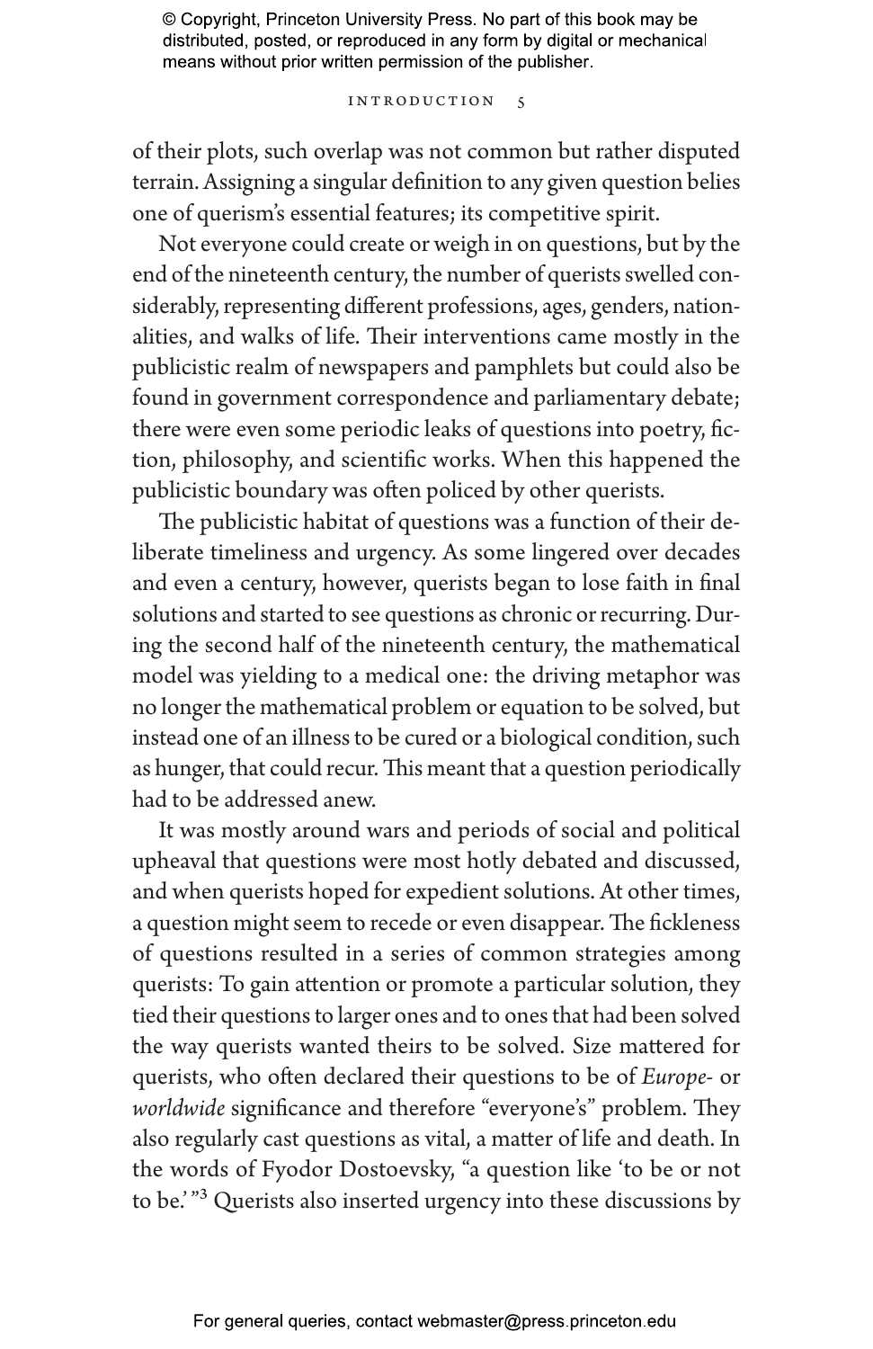of their plots, such overlap was not common but rather disputed terrain. Assigning a singular definition to any given question belies one of querism's essential features; its competitive spirit.

Not everyone could create or weigh in on questions, but by the end of the nineteenth century, the number of querists swelled considerably, representing different professions, ages, genders, nationalities, and walks of life. Their interventions came mostly in the publicistic realm of newspapers and pamphlets but could also be found in government correspondence and parliamentary debate; there were even some periodic leaks of questions into poetry, fiction, philosophy, and scientific works. When this happened the publicistic boundary was often policed by other querists.

The publicistic habitat of questions was a function of their deliberate timeliness and urgency. As some lingered over decades and even a century, however, querists began to lose faith in final solutions and started to see questions as chronic or recurring. During the second half of the nineteenth century, the mathematical model was yielding to a medical one: the driving metaphor was no longer the mathematical problem or equation to be solved, but instead one of an illness to be cured or a biological condition, such as hunger, that could recur. This meant that a question periodically had to be addressed anew.

It was mostly around wars and periods of social and political upheaval that questions were most hotly debated and discussed, and when querists hoped for expedient solutions. At other times, a question might seem to recede or even disappear. The fickleness of questions resulted in a series of common strategies among querists: To gain attention or promote a particular solution, they tied their questions to larger ones and to ones that had been solved the way querists wanted theirs to be solved. Size mattered for querists, who often declared their questions to be of *Europe-* or *worldwide* significance and therefore "everyone's" problem. They also regularly cast questions as vital, a matter of life and death. In the words of Fyodor Dostoevsky, "a question like 'to be or not to be.'"[3] Querists also inserted urgency into these discussions by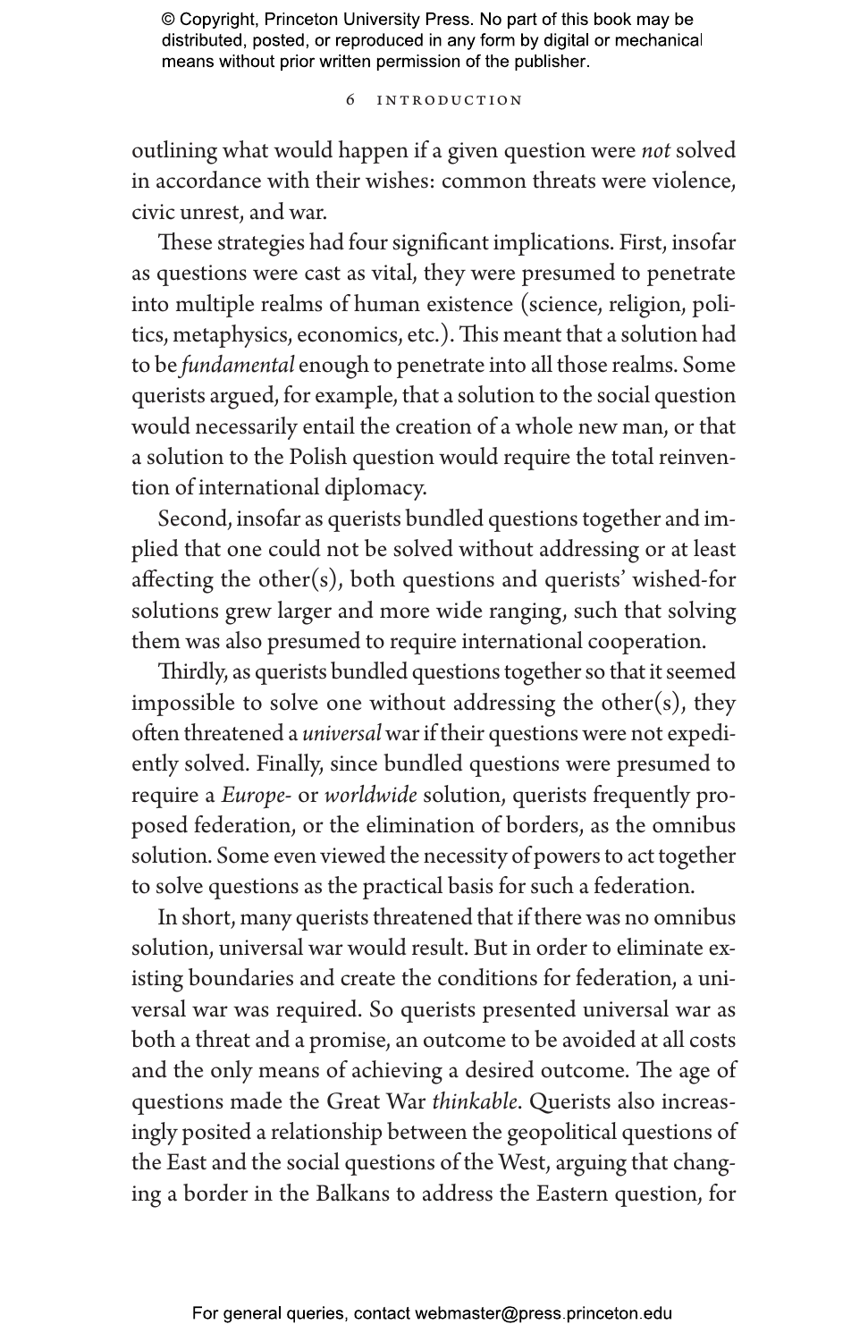outlining what would happen if a given question were *not* solved in accordance with their wishes: common threats were violence, civic unrest, and war.

These strategies had four significant implications. First, insofar as questions were cast as vital, they were presumed to penetrate into multiple realms of human existence (science, religion, politics, metaphysics, economics, etc.). This meant that a solution had to be *fundamental* enough to penetrate into all those realms. Some querists argued, for example, that a solution to the social question would necessarily entail the creation of a whole new man, or that a solution to the Polish question would require the total reinvention of international diplomacy.

Second, insofar as querists bundled questions together and implied that one could not be solved without addressing or at least affecting the other(s), both questions and querists' wished-for solutions grew larger and more wide ranging, such that solving them was also presumed to require international cooperation.

Thirdly, as querists bundled questions together so that it seemed impossible to solve one without addressing the other(s), they often threatened a *universal* war if their questions were not expediently solved. Finally, since bundled questions were presumed to require a *Europe-* or *worldwide* solution, querists frequently proposed federation, or the elimination of borders, as the omnibus solution. Some even viewed the necessity of powers to act together to solve questions as the practical basis for such a federation.

In short, many querists threatened that if there was no omnibus solution, universal war would result. But in order to eliminate existing boundaries and create the conditions for federation, a universal war was required. So querists presented universal war as both a threat and a promise, an outcome to be avoided at all costs and the only means of achieving a desired outcome. The age of questions made the Great War *thinkable*. Querists also increasingly posited a relationship between the geopolitical questions of the East and the social questions of the West, arguing that changing a border in the Balkans to address the Eastern question, for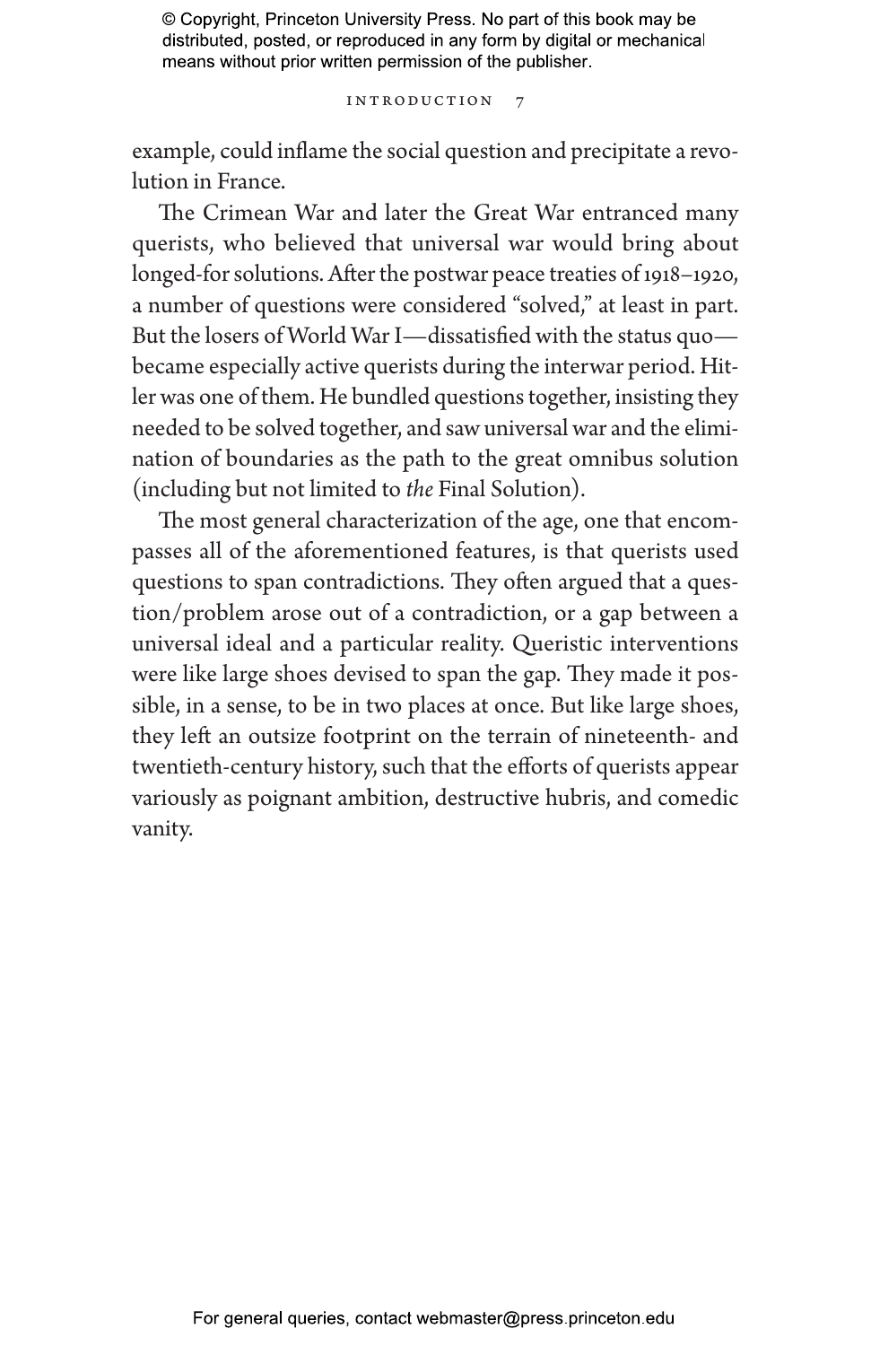example, could inflame the social question and precipitate a revolution in France.

The Crimean War and later the Great War entranced many querists, who believed that universal war would bring about longed-for solutions. After the postwar peace treaties of 1918–1920, a number of questions were considered "solved," at least in part. But the losers of World War I—dissatisfied with the status quo—became especially active querists during the interwar period. Hitler was one of them. He bundled questions together, insisting they needed to be solved together, and saw universal war and the elimination of boundaries as the path to the great omnibus solution (including but not limited to *the* Final Solution).

The most general characterization of the age, one that encompasses all of the aforementioned features, is that querists used questions to span contradictions. They often argued that a question/problem arose out of a contradiction, or a gap between a universal ideal and a particular reality. Queristic interventions were like large shoes devised to span the gap. They made it possible, in a sense, to be in two places at once. But like large shoes, they left an outsize footprint on the terrain of nineteenth- and twentieth-century history, such that the efforts of querists appear variously as poignant ambition, destructive hubris, and comedic vanity.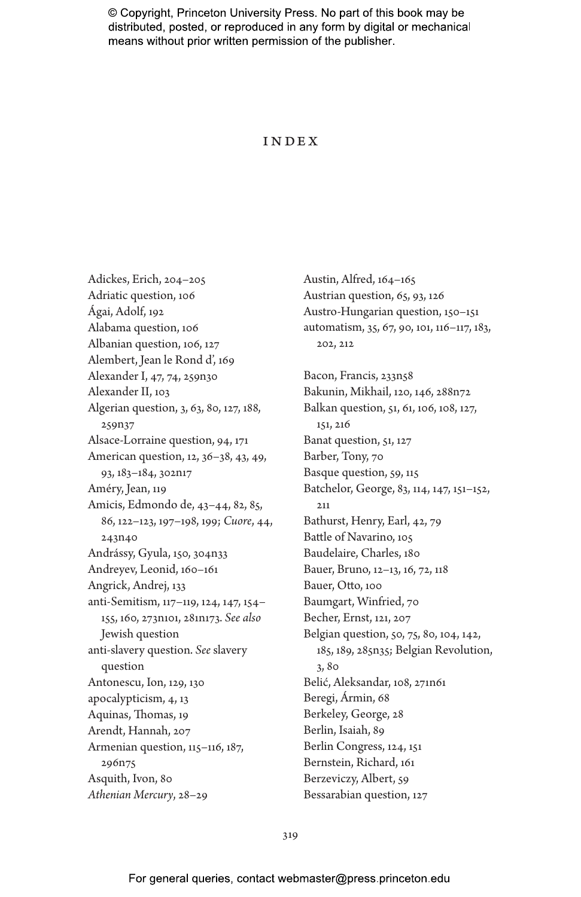# INDEX

Adickes, Erich, 204–205
Adriatic question, 106
Ágai, Adolf, 192
Alabama question, 106
Albanian question, 106, 127
Alembert, Jean le Rond d', 169
Alexander I, 47, 74, 259n30
Alexander II, 103
Algerian question, 3, 63, 80, 127, 188, 259n37
Alsace-Lorraine question, 94, 171
American question, 12, 36–38, 43, 49, 93, 183–184, 302n17
Améry, Jean, 119
Amicis, Edmondo de, 43–44, 82, 85, 86, 122–123, 197–198, 199; *Cuore*, 44, 243n40
Andrássy, Gyula, 150, 304n33
Andreyev, Leonid, 160–161
Angrick, Andrej, 133
anti-Semitism, 117–119, 124, 147, 154–155, 160, 273n101, 281n173. *See also* Jewish question
anti-slavery question. *See* slavery question
Antonescu, Ion, 129, 130
apocalypticism, 4, 13
Aquinas, Thomas, 19
Arendt, Hannah, 207
Armenian question, 115–116, 187, 296n75
Asquith, Ivon, 80
*Athenian Mercury*, 28–29
Austin, Alfred, 164–165
Austrian question, 65, 93, 126
Austro-Hungarian question, 150–151
automatism, 35, 67, 90, 101, 116–117, 183, 202, 212

Bacon, Francis, 233n58
Bakunin, Mikhail, 120, 146, 288n72
Balkan question, 51, 61, 106, 108, 127, 151, 216
Banat question, 51, 127
Barber, Tony, 70
Basque question, 59, 115
Batchelor, George, 83, 114, 147, 151–152, 211
Bathurst, Henry, Earl, 42, 79
Battle of Navarino, 105
Baudelaire, Charles, 180
Bauer, Bruno, 12–13, 16, 72, 118
Bauer, Otto, 100
Baumgart, Winfried, 70
Becher, Ernst, 121, 207
Belgian question, 50, 75, 80, 104, 142, 185, 189, 285n35; Belgian Revolution, 3, 80
Belić, Aleksandar, 108, 271n61
Beregi, Ármin, 68
Berkeley, George, 28
Berlin, Isaiah, 89
Berlin Congress, 124, 151
Bernstein, Richard, 161
Berzeviczy, Albert, 59
Bessarabian question, 127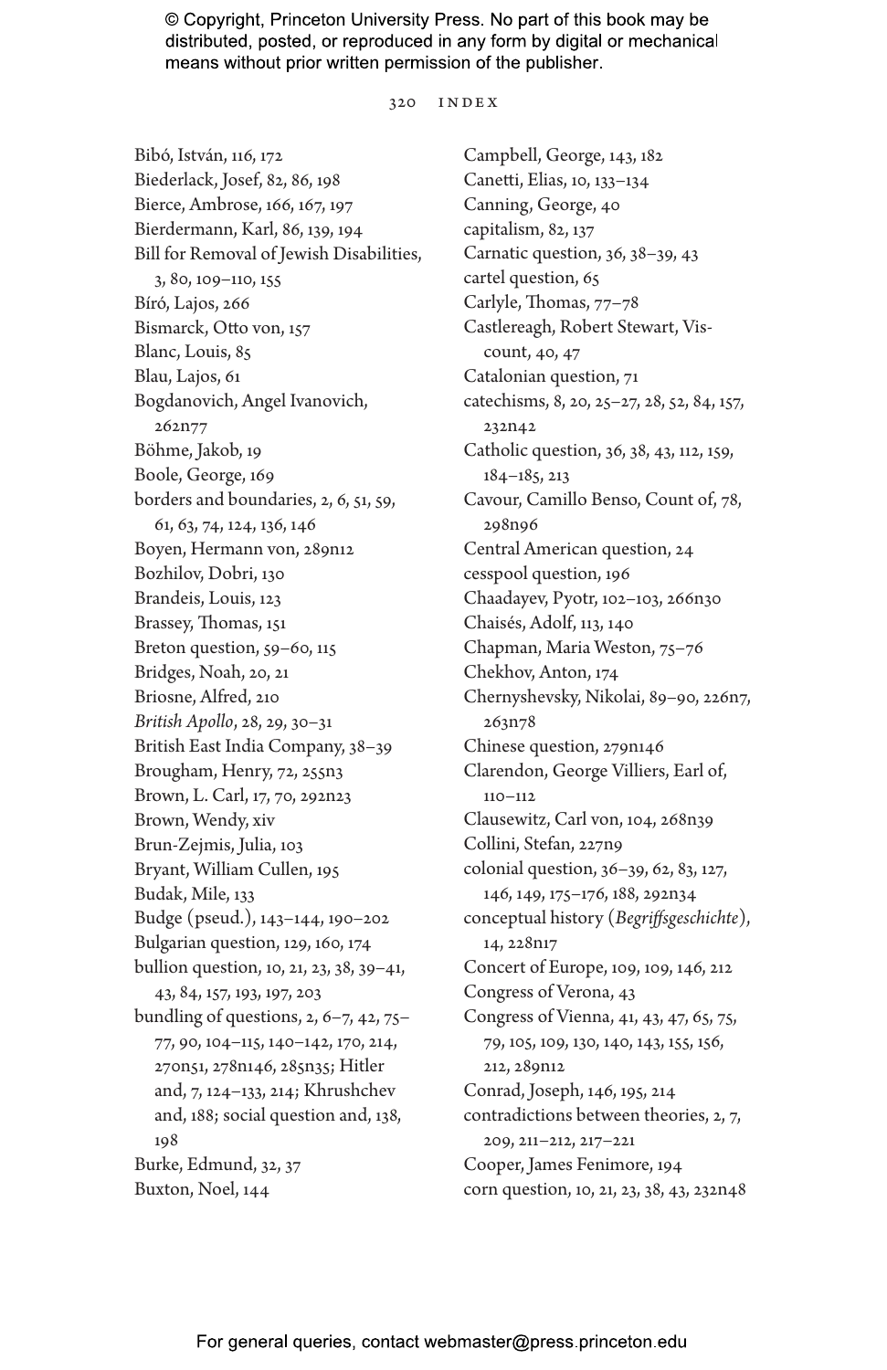Bibó, István, 116, 172
Biederlack, Josef, 82, 86, 198
Bierce, Ambrose, 166, 167, 197
Bierdermann, Karl, 86, 139, 194
Bill for Removal of Jewish Disabilities, 3, 80, 109–110, 155
Bíró, Lajos, 266
Bismarck, Otto von, 157
Blanc, Louis, 85
Blau, Lajos, 61
Bogdanovich, Angel Ivanovich, 262n77
Böhme, Jakob, 19
Boole, George, 169
borders and boundaries, 2, 6, 51, 59, 61, 63, 74, 124, 136, 146
Boyen, Hermann von, 289n12
Bozhilov, Dobri, 130
Brandeis, Louis, 123
Brassey, Thomas, 151
Breton question, 59–60, 115
Bridges, Noah, 20, 21
Briosne, Alfred, 210
*British Apollo*, 28, 29, 30–31
British East India Company, 38–39
Brougham, Henry, 72, 255n3
Brown, L. Carl, 17, 70, 292n23
Brown, Wendy, xiv
Brun-Zejmis, Julia, 103
Bryant, William Cullen, 195
Budak, Mile, 133
Budge (pseud.), 143–144, 190–202
Bulgarian question, 129, 160, 174
bullion question, 10, 21, 23, 38, 39–41, 43, 84, 157, 193, 197, 203
bundling of questions, 2, 6–7, 42, 75–77, 90, 104–115, 140–142, 170, 214, 270n51, 278n146, 285n35; Hitler and, 7, 124–133, 214; Khrushchev and, 188; social question and, 138, 198
Burke, Edmund, 32, 37
Buxton, Noel, 144
Campbell, George, 143, 182
Canetti, Elias, 10, 133–134
Canning, George, 40
capitalism, 82, 137
Carnatic question, 36, 38–39, 43
cartel question, 65
Carlyle, Thomas, 77–78
Castlereagh, Robert Stewart, Viscount, 40, 47
Catalonian question, 71
catechisms, 8, 20, 25–27, 28, 52, 84, 157, 232n42
Catholic question, 36, 38, 43, 112, 159, 184–185, 213
Cavour, Camillo Benso, Count of, 78, 298n96
Central American question, 24
cesspool question, 196
Chaadayev, Pyotr, 102–103, 266n30
Chaisés, Adolf, 113, 140
Chapman, Maria Weston, 75–76
Chekhov, Anton, 174
Chernyshevsky, Nikolai, 89–90, 226n7, 263n78
Chinese question, 279n146
Clarendon, George Villiers, Earl of, 110–112
Clausewitz, Carl von, 104, 268n39
Collini, Stefan, 227n9
colonial question, 36–39, 62, 83, 127, 146, 149, 175–176, 188, 292n34
conceptual history (*Begriffsgeschichte*), 14, 228n17
Concert of Europe, 109, 109, 146, 212
Congress of Verona, 43
Congress of Vienna, 41, 43, 47, 65, 75, 79, 105, 109, 130, 140, 143, 155, 156, 212, 289n12
Conrad, Joseph, 146, 195, 214
contradictions between theories, 2, 7, 209, 211–212, 217–221
Cooper, James Fenimore, 194
corn question, 10, 21, 23, 38, 43, 232n48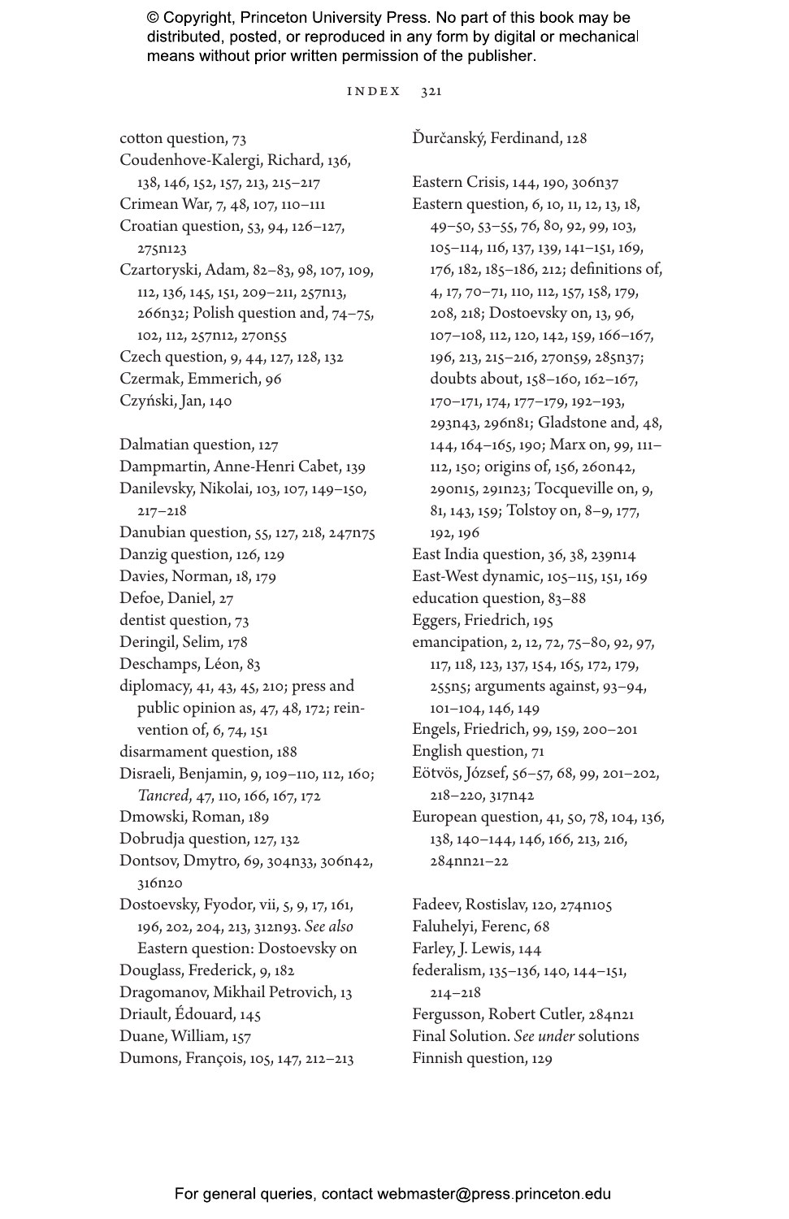cotton question, 73
Coudenhove-Kalergi, Richard, 136, 138, 146, 152, 157, 213, 215–217
Crimean War, 7, 48, 107, 110–111
Croatian question, 53, 94, 126–127, 275n123
Czartoryski, Adam, 82–83, 98, 107, 109, 112, 136, 145, 151, 209–211, 257n13, 266n32; Polish question and, 74–75, 102, 112, 257n12, 270n55
Czech question, 9, 44, 127, 128, 132
Czermak, Emmerich, 96
Czyński, Jan, 140

Dalmatian question, 127
Dampmartin, Anne-Henri Cabet, 139
Danilevsky, Nikolai, 103, 107, 149–150, 217–218
Danubian question, 55, 127, 218, 247n75
Danzig question, 126, 129
Davies, Norman, 18, 179
Defoe, Daniel, 27
dentist question, 73
Deringil, Selim, 178
Deschamps, Léon, 83
diplomacy, 41, 43, 45, 210; press and public opinion as, 47, 48, 172; reinvention of, 6, 74, 151
disarmament question, 188
Disraeli, Benjamin, 9, 109–110, 112, 160; *Tancred*, 47, 110, 166, 167, 172
Dmowski, Roman, 189
Dobrudja question, 127, 132
Dontsov, Dmytro, 69, 304n33, 306n42, 316n20
Dostoevsky, Fyodor, vii, 5, 9, 17, 161, 196, 202, 204, 213, 312n93. *See also* Eastern question: Dostoevsky on
Douglass, Frederick, 9, 182
Dragomanov, Mikhail Petrovich, 13
Driault, Édouard, 145
Duane, William, 157
Dumons, François, 105, 147, 212–213

Ďurčanský, Ferdinand, 128

Eastern Crisis, 144, 190, 306n37
Eastern question, 6, 10, 11, 12, 13, 18, 49–50, 53–55, 76, 80, 92, 99, 103, 105–114, 116, 137, 139, 141–151, 169, 176, 182, 185–186, 212; definitions of, 4, 17, 70–71, 110, 112, 157, 158, 179, 208, 218; Dostoevsky on, 13, 96, 107–108, 112, 120, 142, 159, 166–167, 196, 213, 215–216, 270n59, 285n37; doubts about, 158–160, 162–167, 170–171, 174, 177–179, 192–193, 293n43, 296n81; Gladstone and, 48, 144, 164–165, 190; Marx on, 99, 111–112, 150; origins of, 156, 260n42, 290n15, 291n23; Tocqueville on, 9, 81, 143, 159; Tolstoy on, 8–9, 177, 192, 196
East India question, 36, 38, 239n14
East-West dynamic, 105–115, 151, 169
education question, 83–88
Eggers, Friedrich, 195
emancipation, 2, 12, 72, 75–80, 92, 97, 117, 118, 123, 137, 154, 165, 172, 179, 255n5; arguments against, 93–94, 101–104, 146, 149
Engels, Friedrich, 99, 159, 200–201
English question, 71
Eötvös, József, 56–57, 68, 99, 201–202, 218–220, 317n42
European question, 41, 50, 78, 104, 136, 138, 140–144, 146, 166, 213, 216, 284nn21–22

Fadeev, Rostislav, 120, 274n105
Faluhelyi, Ferenc, 68
Farley, J. Lewis, 144
federalism, 135–136, 140, 144–151, 214–218
Fergusson, Robert Cutler, 284n21
Final Solution. *See under* solutions
Finnish question, 129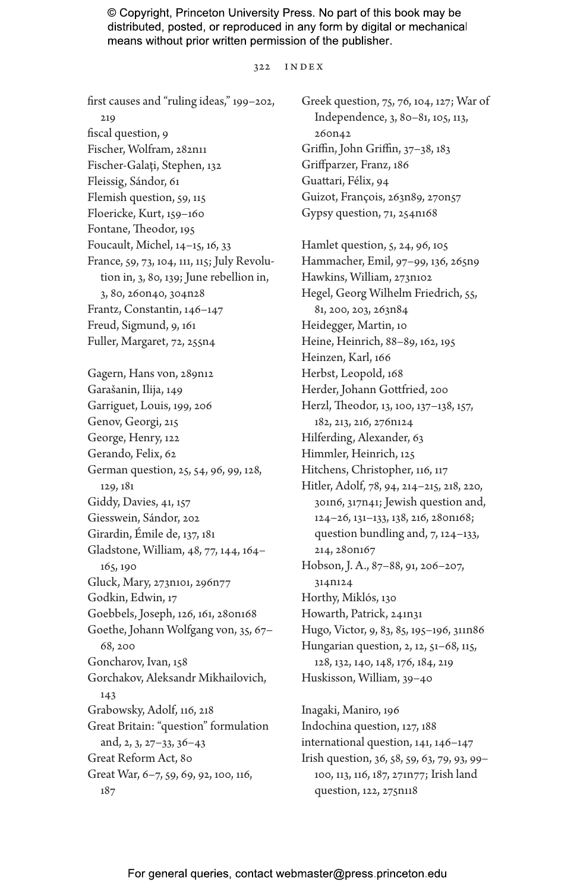first causes and "ruling ideas," 199–202, 219
fiscal question, 9
Fischer, Wolfram, 282n11
Fischer-Galați, Stephen, 132
Fleissig, Sándor, 61
Flemish question, 59, 115
Floericke, Kurt, 159–160
Fontane, Theodor, 195
Foucault, Michel, 14–15, 16, 33
France, 59, 73, 104, 111, 115; July Revolution in, 3, 80, 139; June rebellion in, 3, 80, 260n40, 304n28
Frantz, Constantin, 146–147
Freud, Sigmund, 9, 161
Fuller, Margaret, 72, 255n4

Gagern, Hans von, 289n12
Garašanin, Ilija, 149
Garriguet, Louis, 199, 206
Genov, Georgi, 215
George, Henry, 122
Gerando, Felix, 62
German question, 25, 54, 96, 99, 128, 129, 181
Giddy, Davies, 41, 157
Giesswein, Sándor, 202
Girardin, Émile de, 137, 181
Gladstone, William, 48, 77, 144, 164–165, 190
Gluck, Mary, 273n101, 296n77
Godkin, Edwin, 17
Goebbels, Joseph, 126, 161, 280n168
Goethe, Johann Wolfgang von, 35, 67–68, 200
Goncharov, Ivan, 158
Gorchakov, Aleksandr Mikhailovich, 143
Grabowsky, Adolf, 116, 218
Great Britain: "question" formulation and, 2, 3, 27–33, 36–43
Great Reform Act, 80
Great War, 6–7, 59, 69, 92, 100, 116, 187
Greek question, 75, 76, 104, 127; War of Independence, 3, 80–81, 105, 113, 260n42
Griffin, John Griffin, 37–38, 183
Griffparzer, Franz, 186
Guattari, Félix, 94
Guizot, François, 263n89, 270n57
Gypsy question, 71, 254n168

Hamlet question, 5, 24, 96, 105
Hammacher, Emil, 97–99, 136, 265n9
Hawkins, William, 273n102
Hegel, Georg Wilhelm Friedrich, 55, 81, 200, 203, 263n84
Heidegger, Martin, 10
Heine, Heinrich, 88–89, 162, 195
Heinzen, Karl, 166
Herbst, Leopold, 168
Herder, Johann Gottfried, 200
Herzl, Theodor, 13, 100, 137–138, 157, 182, 213, 216, 276n124
Hilferding, Alexander, 63
Himmler, Heinrich, 125
Hitchens, Christopher, 116, 117
Hitler, Adolf, 78, 94, 214–215, 218, 220, 301n6, 317n41; Jewish question and, 124–126, 131–133, 138, 216, 280n168; question bundling and, 7, 124–133, 214, 280n167
Hobson, J. A., 87–88, 91, 206–207, 314n124
Horthy, Miklós, 130
Howarth, Patrick, 241n31
Hugo, Victor, 9, 83, 85, 195–196, 311n86
Hungarian question, 2, 12, 51–68, 115, 128, 132, 140, 148, 176, 184, 219
Huskisson, William, 39–40

Inagaki, Maniro, 196
Indochina question, 127, 188
international question, 141, 146–147
Irish question, 36, 58, 59, 63, 79, 93, 99–100, 113, 116, 187, 271n77; Irish land question, 122, 275n118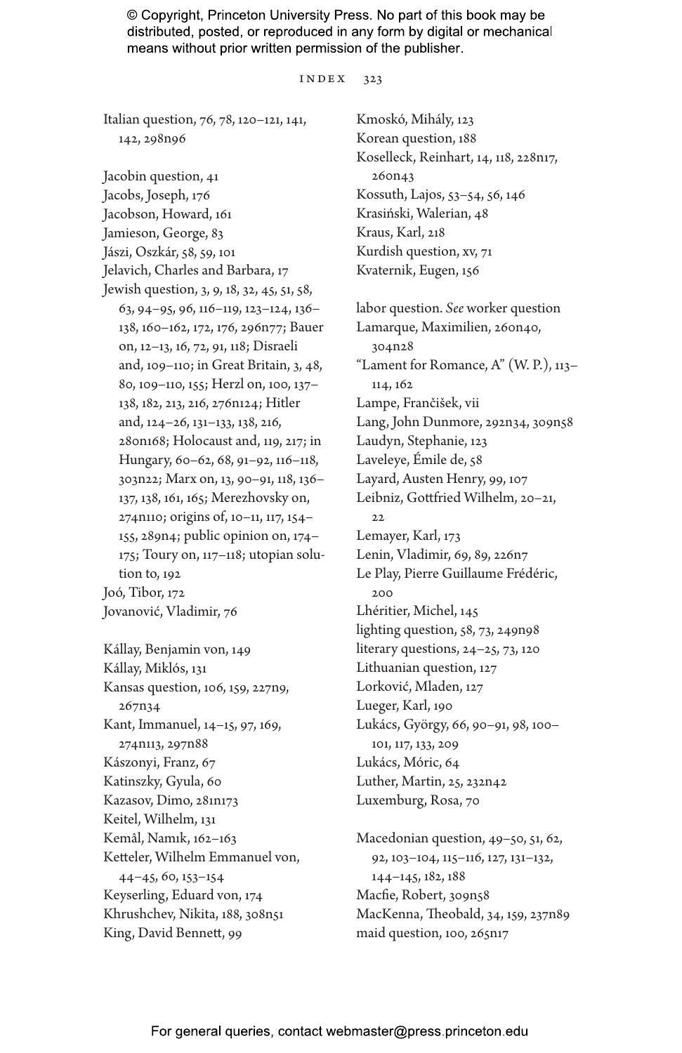Italian question, 76, 78, 120–121, 141, 142, 298n96

Jacobin question, 41
Jacobs, Joseph, 176
Jacobson, Howard, 161
Jamieson, George, 83
Jászi, Oszkár, 58, 59, 101
Jelavich, Charles and Barbara, 17
Jewish question, 3, 9, 18, 32, 45, 51, 58, 63, 94–95, 96, 116–119, 123–124, 136–138, 160–162, 172, 176, 296n77; Bauer on, 12–13, 16, 72, 91, 118; Disraeli and, 109–110; in Great Britain, 3, 48, 80, 109–110, 155; Herzl on, 100, 137–138, 182, 213, 216, 276n124; Hitler and, 124–26, 131–133, 138, 216, 280n168; Holocaust and, 119, 217; in Hungary, 60–62, 68, 91–92, 116–118, 303n22; Marx on, 13, 90–91, 118, 136–137, 138, 161, 165; Merezhovsky on, 274n110; origins of, 10–11, 117, 154–155, 289n4; public opinion on, 174–175; Toury on, 117–118; utopian solution to, 192
Joó, Tibor, 172
Jovanović, Vladimir, 76

Kállay, Benjamin von, 149
Kállay, Miklós, 131
Kansas question, 106, 159, 227n9, 267n34
Kant, Immanuel, 14–15, 97, 169, 274n113, 297n88
Kászonyi, Franz, 67
Katinszky, Gyula, 60
Kazasov, Dimo, 281n173
Keitel, Wilhelm, 131
Kemâl, Namık, 162–163
Ketteler, Wilhelm Emmanuel von, 44–45, 60, 153–154
Keyserling, Eduard von, 174
Khrushchev, Nikita, 188, 308n51
King, David Bennett, 99
Kmoskó, Mihály, 123
Korean question, 188
Koselleck, Reinhart, 14, 118, 228n17, 260n43
Kossuth, Lajos, 53–54, 56, 146
Krasiński, Walerian, 48
Kraus, Karl, 218
Kurdish question, xv, 71
Kvaternik, Eugen, 156

labor question. *See* worker question
Lamarque, Maximilien, 260n40, 304n28
"Lament for Romance, A" (W. P.), 113–114, 162
Lampe, Frančišek, vii
Lang, John Dunmore, 292n34, 309n58
Laudyn, Stephanie, 123
Laveleye, Émile de, 58
Layard, Austen Henry, 99, 107
Leibniz, Gottfried Wilhelm, 20–21, 22
Lemayer, Karl, 173
Lenin, Vladimir, 69, 89, 226n7
Le Play, Pierre Guillaume Frédéric, 200
Lhéritier, Michel, 145
lighting question, 58, 73, 249n98
literary questions, 24–25, 73, 120
Lithuanian question, 127
Lorković, Mladen, 127
Lueger, Karl, 190
Lukács, György, 66, 90–91, 98, 100–101, 117, 133, 209
Lukács, Móric, 64
Luther, Martin, 25, 232n42
Luxemburg, Rosa, 70

Macedonian question, 49–50, 51, 62, 92, 103–104, 115–116, 127, 131–132, 144–145, 182, 188
Macfie, Robert, 309n58
MacKenna, Theobald, 34, 159, 237n89
maid question, 100, 265n17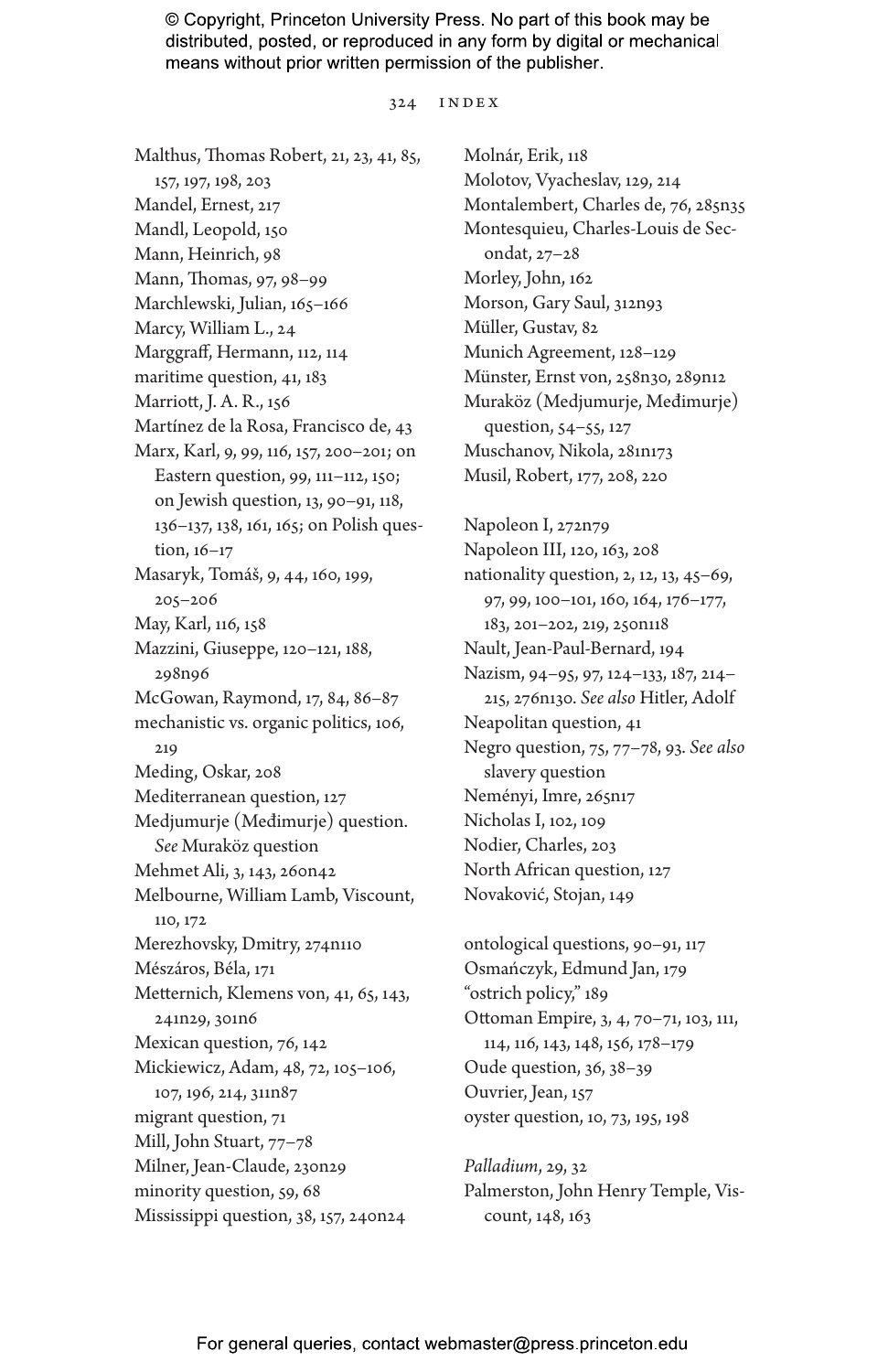Malthus, Thomas Robert, 21, 23, 41, 85, 157, 197, 198, 203

Mandel, Ernest, 217

Mandl, Leopold, 150

Mann, Heinrich, 98

Mann, Thomas, 97, 98–99

Marchlewski, Julian, 165–166

Marcy, William L., 24

Marggraff, Hermann, 112, 114

maritime question, 41, 183

Marriott, J. A. R., 156

Martínez de la Rosa, Francisco de, 43

Marx, Karl, 9, 99, 116, 157, 200–201; on Eastern question, 99, 111–112, 150; on Jewish question, 13, 90–91, 118, 136–137, 138, 161, 165; on Polish question, 16–17

Masaryk, Tomáš, 9, 44, 160, 199, 205–206

May, Karl, 116, 158

Mazzini, Giuseppe, 120–121, 188, 298n96

McGowan, Raymond, 17, 84, 86–87

mechanistic vs. organic politics, 106, 219

Meding, Oskar, 208

Mediterranean question, 127

Medjumurje (Međimurje) question. *See* Muraköz question

Mehmet Ali, 3, 143, 260n42

Melbourne, William Lamb, Viscount, 110, 172

Merezhovsky, Dmitry, 274n110

Mészáros, Béla, 171

Metternich, Klemens von, 41, 65, 143, 241n29, 301n6

Mexican question, 76, 142

Mickiewicz, Adam, 48, 72, 105–106, 107, 196, 214, 311n87

migrant question, 71

Mill, John Stuart, 77–78

Milner, Jean-Claude, 230n29

minority question, 59, 68

Mississippi question, 38, 157, 240n24

Molnár, Erik, 118

Molotov, Vyacheslav, 129, 214

Montalembert, Charles de, 76, 285n35

Montesquieu, Charles-Louis de Secondat, 27–28

Morley, John, 162

Morson, Gary Saul, 312n93

Müller, Gustav, 82

Munich Agreement, 128–129

Münster, Ernst von, 258n30, 289n12

Muraköz (Medjumurje, Međimurje) question, 54–55, 127

Muschanov, Nikola, 281n173

Musil, Robert, 177, 208, 220

Napoleon I, 272n79

Napoleon III, 120, 163, 208

nationality question, 2, 12, 13, 45–69, 97, 99, 100–101, 160, 164, 176–177, 183, 201–202, 219, 250n118

Nault, Jean-Paul-Bernard, 194

Nazism, 94–95, 97, 124–133, 187, 214–215, 276n130. *See also* Hitler, Adolf

Neapolitan question, 41

Negro question, 75, 77–78, 93. *See also* slavery question

Neményi, Imre, 265n17

Nicholas I, 102, 109

Nodier, Charles, 203

North African question, 127

Novaković, Stojan, 149

ontological questions, 90–91, 117

Osmańczyk, Edmund Jan, 179

"ostrich policy," 189

Ottoman Empire, 3, 4, 70–71, 103, 111, 114, 116, 143, 148, 156, 178–179

Oude question, 36, 38–39

Ouvrier, Jean, 157

oyster question, 10, 73, 195, 198

*Palladium*, 29, 32

Palmerston, John Henry Temple, Viscount, 148, 163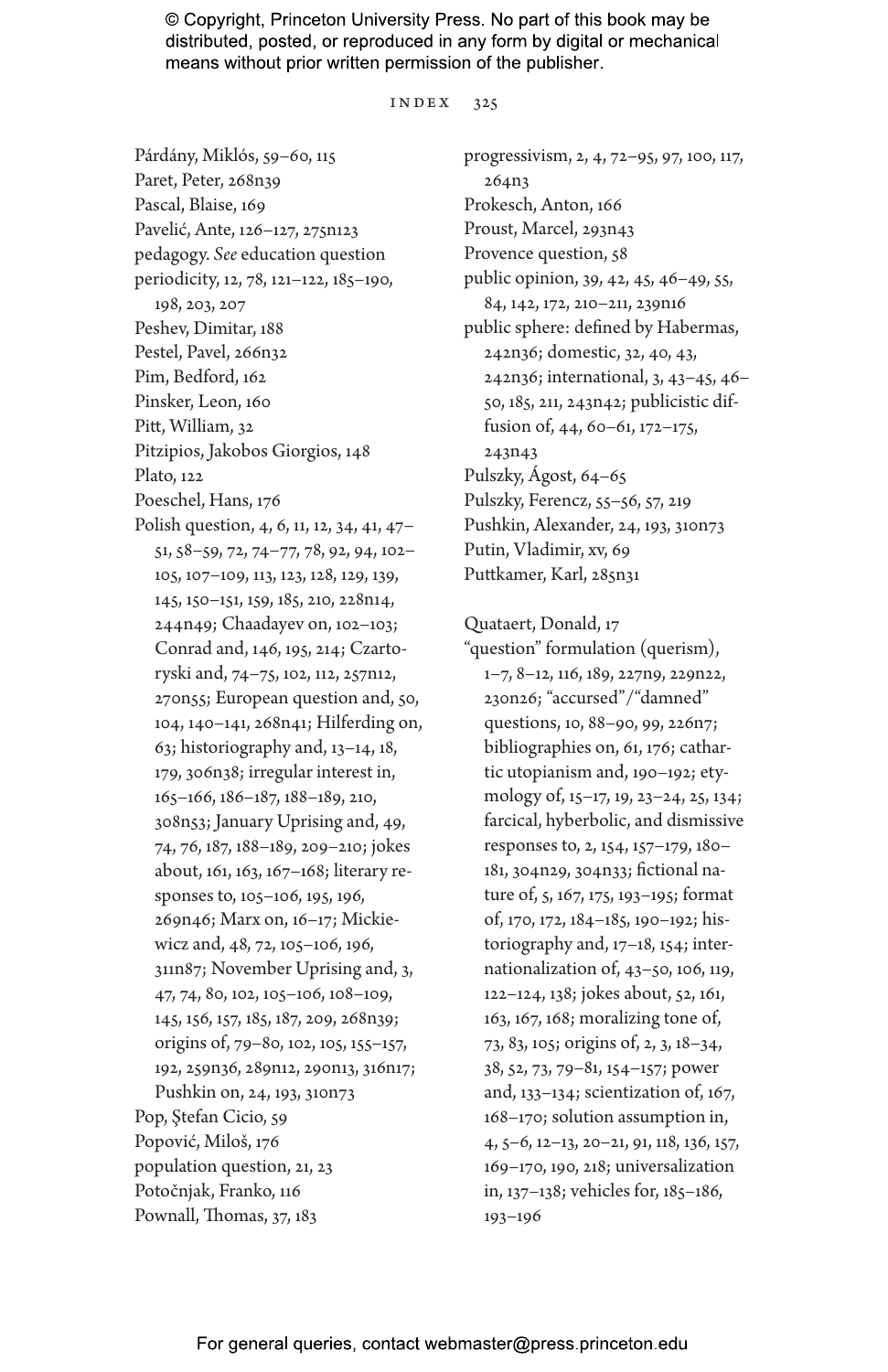© Copyright, Princeton University Press. No part of this book may be distributed, posted, or reproduced in any form by digital or mechanical means without prior written permission of the publisher.

Párdány, Miklós, 59–60, 115
Paret, Peter, 268n39
Pascal, Blaise, 169
Pavelić, Ante, 126–127, 275n123
pedagogy. *See* education question
periodicity, 12, 78, 121–122, 185–190, 198, 203, 207
Peshev, Dimitar, 188
Pestel, Pavel, 266n32
Pim, Bedford, 162
Pinsker, Leon, 160
Pitt, William, 32
Pitzipios, Jakobos Giorgios, 148
Plato, 122
Poeschel, Hans, 176
Polish question, 4, 6, 11, 12, 34, 41, 47–51, 58–59, 72, 74–77, 78, 92, 94, 102–105, 107–109, 113, 123, 128, 129, 139, 145, 150–151, 159, 185, 210, 228n14, 244n49; Chaadayev on, 102–103; Conrad and, 146, 195, 214; Czartoryski and, 74–75, 102, 112, 257n12, 270n55; European question and, 50, 104, 140–141, 268n41; Hilferding on, 63; historiography and, 13–14, 18, 179, 306n38; irregular interest in, 165–166, 186–187, 188–189, 210, 308n53; January Uprising and, 49, 74, 76, 187, 188–189, 209–210; jokes about, 161, 163, 167–168; literary responses to, 105–106, 195, 196, 269n46; Marx on, 16–17; Mickiewicz and, 48, 72, 105–106, 196, 311n87; November Uprising and, 3, 47, 74, 80, 102, 105–106, 108–109, 145, 156, 157, 185, 187, 209, 268n39; origins of, 79–80, 102, 105, 155–157, 192, 259n36, 289n12, 290n13, 316n17; Pushkin on, 24, 193, 310n73
Pop, Ştefan Cicio, 59
Popović, Miloš, 176
population question, 21, 23
Potočnjak, Franko, 116
Pownall, Thomas, 37, 183
progressivism, 2, 4, 72–95, 97, 100, 117, 264n3
Prokesch, Anton, 166
Proust, Marcel, 293n43
Provence question, 58
public opinion, 39, 42, 45, 46–49, 55, 84, 142, 172, 210–211, 239n16
public sphere: defined by Habermas, 242n36; domestic, 32, 40, 43, 242n36; international, 3, 43–45, 46–50, 185, 211, 243n42; publicistic diffusion of, 44, 60–61, 172–175, 243n43
Pulszky, Ágost, 64–65
Pulszky, Ferencz, 55–56, 57, 219
Pushkin, Alexander, 24, 193, 310n73
Putin, Vladimir, xv, 69
Puttkamer, Karl, 285n31

Quataert, Donald, 17
"question" formulation (querism), 1–7, 8–12, 116, 189, 227n9, 229n22, 230n26; "accursed"/"damned" questions, 10, 88–90, 99, 226n7; bibliographies on, 61, 176; cathartic utopianism and, 190–192; etymology of, 15–17, 19, 23–24, 25, 134; farcical, hyberbolic, and dismissive responses to, 2, 154, 157–179, 180–181, 304n29, 304n33; fictional nature of, 5, 167, 175, 193–195; format of, 170, 172, 184–185, 190–192; historiography and, 17–18, 154; internationalization of, 43–50, 106, 119, 122–124, 138; jokes about, 52, 161, 163, 167, 168; moralizing tone of, 73, 83, 105; origins of, 2, 3, 18–34, 38, 52, 73, 79–81, 154–157; power and, 133–134; scientization of, 167, 168–170; solution assumption in, 4, 5–6, 12–13, 20–21, 91, 118, 136, 157, 169–170, 190, 218; universalization in, 137–138; vehicles for, 185–186, 193–196

For general queries, contact webmaster@press.princeton.edu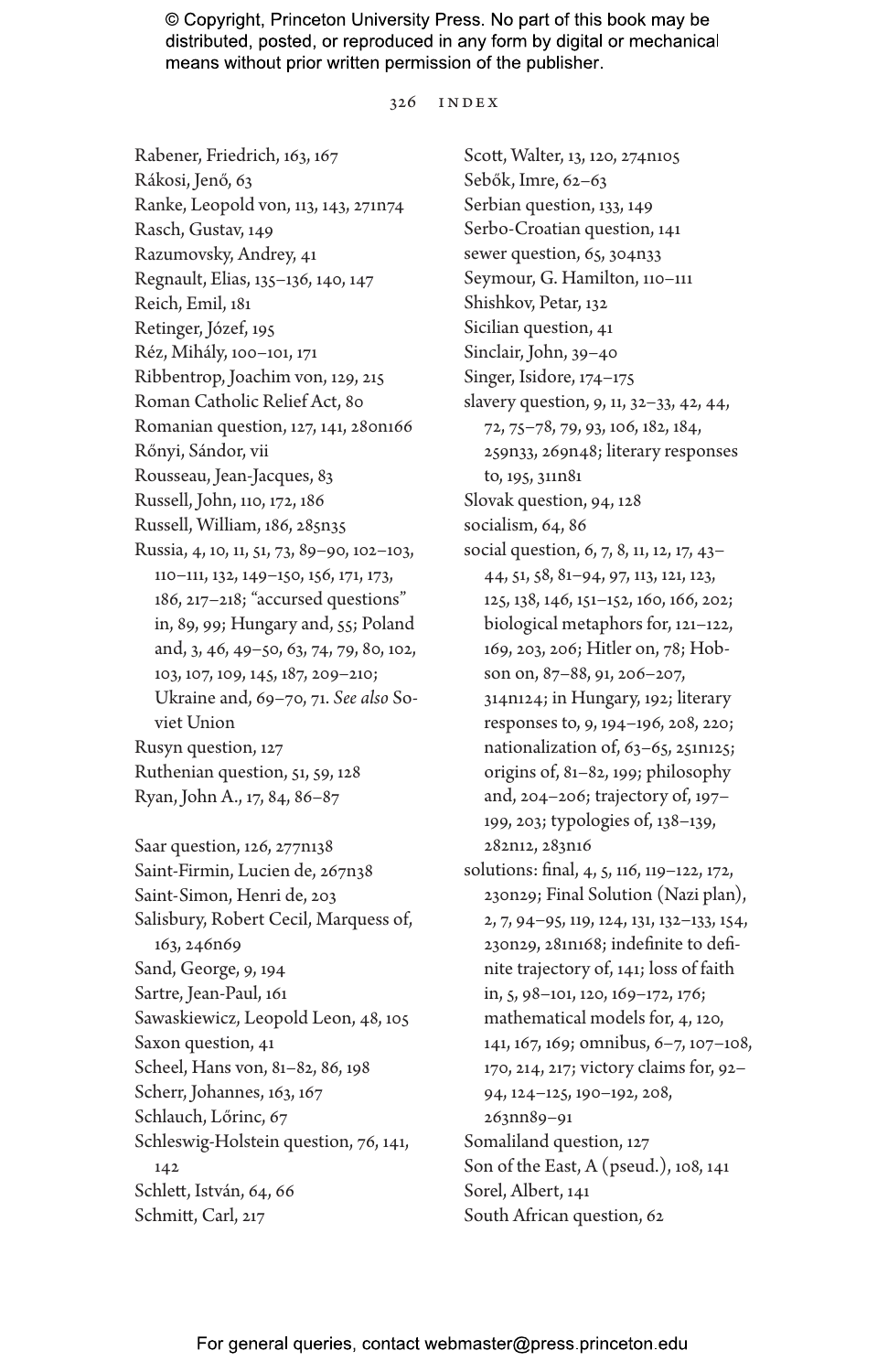Rabener, Friedrich, 163, 167
Rákosi, Jenő, 63
Ranke, Leopold von, 113, 143, 271n74
Rasch, Gustav, 149
Razumovsky, Andrey, 41
Regnault, Elias, 135–136, 140, 147
Reich, Emil, 181
Retinger, Józef, 195
Réz, Mihály, 100–101, 171
Ribbentrop, Joachim von, 129, 215
Roman Catholic Relief Act, 80
Romanian question, 127, 141, 280n166
Rőnyi, Sándor, vii
Rousseau, Jean-Jacques, 83
Russell, John, 110, 172, 186
Russell, William, 186, 285n35
Russia, 4, 10, 11, 51, 73, 89–90, 102–103, 110–111, 132, 149–150, 156, 171, 173, 186, 217–218; "accursed questions" in, 89, 99; Hungary and, 55; Poland and, 3, 46, 49–50, 63, 74, 79, 80, 102, 103, 107, 109, 145, 187, 209–210; Ukraine and, 69–70, 71. *See also* Soviet Union
Rusyn question, 127
Ruthenian question, 51, 59, 128
Ryan, John A., 17, 84, 86–87

Saar question, 126, 277n138
Saint-Firmin, Lucien de, 267n38
Saint-Simon, Henri de, 203
Salisbury, Robert Cecil, Marquess of, 163, 246n69
Sand, George, 9, 194
Sartre, Jean-Paul, 161
Sawaskiewicz, Leopold Leon, 48, 105
Saxon question, 41
Scheel, Hans von, 81–82, 86, 198
Scherr, Johannes, 163, 167
Schlauch, Lőrinc, 67
Schleswig-Holstein question, 76, 141, 142
Schlett, István, 64, 66
Schmitt, Carl, 217
Scott, Walter, 13, 120, 274n105
Sebők, Imre, 62–63
Serbian question, 133, 149
Serbo-Croatian question, 141
sewer question, 65, 304n33
Seymour, G. Hamilton, 110–111
Shishkov, Petar, 132
Sicilian question, 41
Sinclair, John, 39–40
Singer, Isidore, 174–175
slavery question, 9, 11, 32–33, 42, 44, 72, 75–78, 79, 93, 106, 182, 184, 259n33, 269n48; literary responses to, 195, 311n81
Slovak question, 94, 128
socialism, 64, 86
social question, 6, 7, 8, 11, 12, 17, 43–44, 51, 58, 81–94, 97, 113, 121, 123, 125, 138, 146, 151–152, 160, 166, 202; biological metaphors for, 121–122, 169, 203, 206; Hitler on, 78; Hobson on, 87–88, 91, 206–207, 314n124; in Hungary, 192; literary responses to, 9, 194–196, 208, 220; nationalization of, 63–65, 251n125; origins of, 81–82, 199; philosophy and, 204–206; trajectory of, 197–199, 203; typologies of, 138–139, 282n12, 283n16
solutions: final, 4, 5, 116, 119–122, 172, 230n29; Final Solution (Nazi plan), 2, 7, 94–95, 119, 124, 131, 132–133, 154, 230n29, 281n168; indefinite to definite trajectory of, 141; loss of faith in, 5, 98–101, 120, 169–172, 176; mathematical models for, 4, 120, 141, 167, 169; omnibus, 6–7, 107–108, 170, 214, 217; victory claims for, 92–94, 124–125, 190–192, 208, 263nn89–91
Somaliland question, 127
Son of the East, A (pseud.), 108, 141
Sorel, Albert, 141
South African question, 62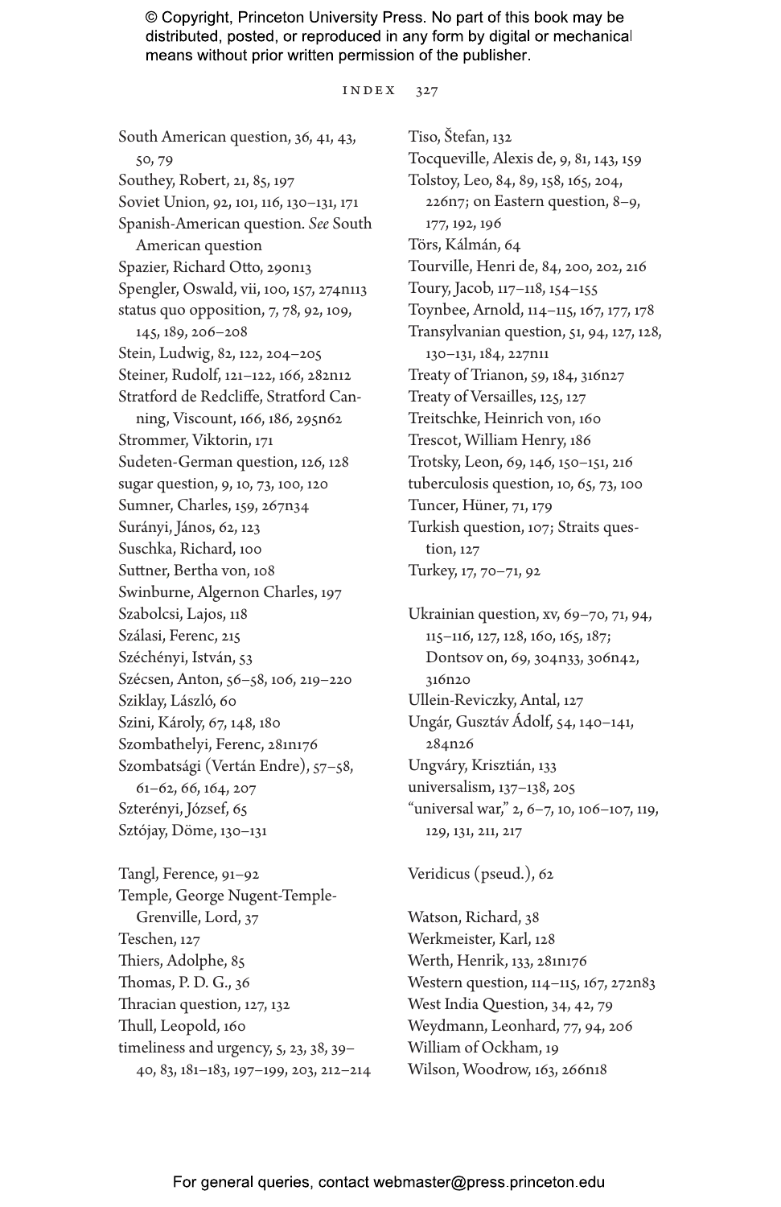South American question, 36, 41, 43, 50, 79
Southey, Robert, 21, 85, 197
Soviet Union, 92, 101, 116, 130–131, 171
Spanish-American question. *See* South American question
Spazier, Richard Otto, 290n13
Spengler, Oswald, vii, 100, 157, 274n113
status quo opposition, 7, 78, 92, 109, 145, 189, 206–208
Stein, Ludwig, 82, 122, 204–205
Steiner, Rudolf, 121–122, 166, 282n12
Stratford de Redcliffe, Stratford Canning, Viscount, 166, 186, 295n62
Strommer, Viktorin, 171
Sudeten-German question, 126, 128
sugar question, 9, 10, 73, 100, 120
Sumner, Charles, 159, 267n34
Surányi, János, 62, 123
Suschka, Richard, 100
Suttner, Bertha von, 108
Swinburne, Algernon Charles, 197
Szabolcsi, Lajos, 118
Szálasi, Ferenc, 215
Széchényi, István, 53
Szécsen, Anton, 56–58, 106, 219–220
Sziklay, László, 60
Szini, Károly, 67, 148, 180
Szombathelyi, Ferenc, 281n176
Szombatsági (Vertán Endre), 57–58, 61–62, 66, 164, 207
Szterényi, József, 65
Sztójay, Döme, 130–131

Tangl, Ference, 91–92
Temple, George Nugent-Temple-Grenville, Lord, 37
Teschen, 127
Thiers, Adolphe, 85
Thomas, P. D. G., 36
Thracian question, 127, 132
Thull, Leopold, 160
timeliness and urgency, 5, 23, 38, 39–40, 83, 181–183, 197–199, 203, 212–214
Tiso, Štefan, 132
Tocqueville, Alexis de, 9, 81, 143, 159
Tolstoy, Leo, 84, 89, 158, 165, 204, 226n7; on Eastern question, 8–9, 177, 192, 196
Törs, Kálmán, 64
Tourville, Henri de, 84, 200, 202, 216
Toury, Jacob, 117–118, 154–155
Toynbee, Arnold, 114–115, 167, 177, 178
Transylvanian question, 51, 94, 127, 128, 130–131, 184, 227n11
Treaty of Trianon, 59, 184, 316n27
Treaty of Versailles, 125, 127
Treitschke, Heinrich von, 160
Trescot, William Henry, 186
Trotsky, Leon, 69, 146, 150–151, 216
tuberculosis question, 10, 65, 73, 100
Tuncer, Hüner, 71, 179
Turkish question, 107; Straits question, 127
Turkey, 17, 70–71, 92

Ukrainian question, xv, 69–70, 71, 94, 115–116, 127, 128, 160, 165, 187; Dontsov on, 69, 304n33, 306n42, 316n20
Ullein-Reviczky, Antal, 127
Ungár, Gusztáv Ádolf, 54, 140–141, 284n26
Ungváry, Krisztián, 133
universalism, 137–138, 205
"universal war," 2, 6–7, 10, 106–107, 119, 129, 131, 211, 217

Veridicus (pseud.), 62

Watson, Richard, 38
Werkmeister, Karl, 128
Werth, Henrik, 133, 281n176
Western question, 114–115, 167, 272n83
West India Question, 34, 42, 79
Weydmann, Leonhard, 77, 94, 206
William of Ockham, 19
Wilson, Woodrow, 163, 266n18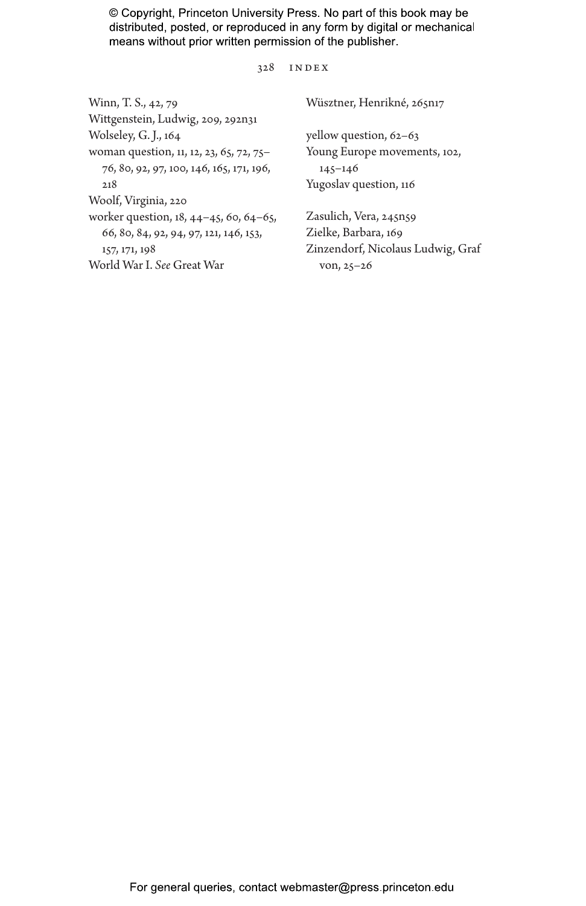Winn, T. S., 42, 79
Wittgenstein, Ludwig, 209, 292n31
Wolseley, G. J., 164
woman question, 11, 12, 23, 65, 72, 75–76, 80, 92, 97, 100, 146, 165, 171, 196, 218
Woolf, Virginia, 220
worker question, 18, 44–45, 60, 64–65, 66, 80, 84, 92, 94, 97, 121, 146, 153, 157, 171, 198
World War I. *See* Great War
Wüsztner, Henrikné, 265n17

yellow question, 62–63
Young Europe movements, 102, 145–146
Yugoslav question, 116

Zasulich, Vera, 245n59
Zielke, Barbara, 169
Zinzendorf, Nicolaus Ludwig, Graf von, 25–26